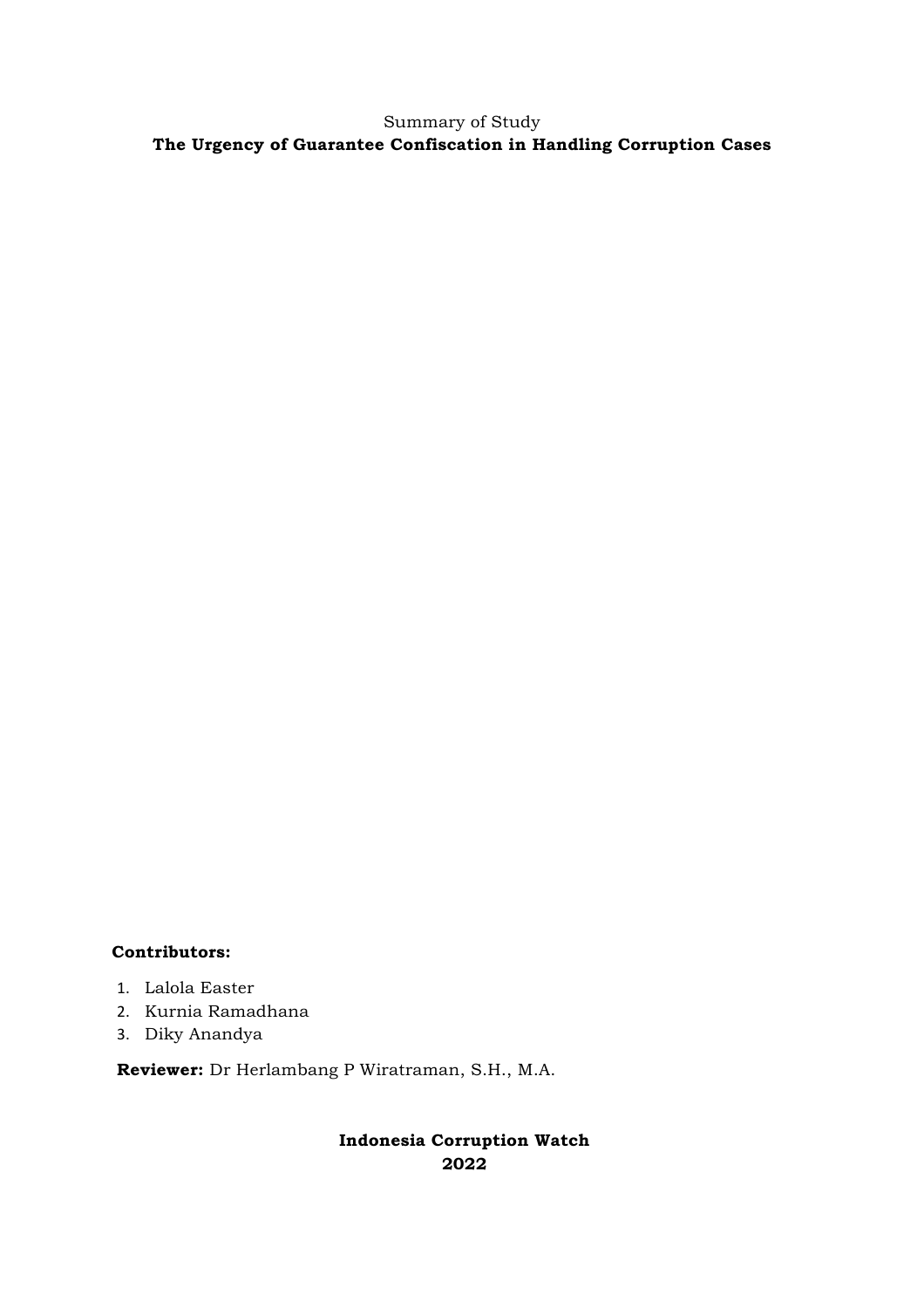Summary of Study

# The Urgency of Guarantee Confiscation in Handling Corruption Cases

**Contributors:**

1. Lalola Easter
2. Kurnia Ramadhana
3. Diky Anandya

**Reviewer:** Dr Herlambang P Wiratraman, S.H., M.A.

**Indonesia Corruption Watch**
**2022**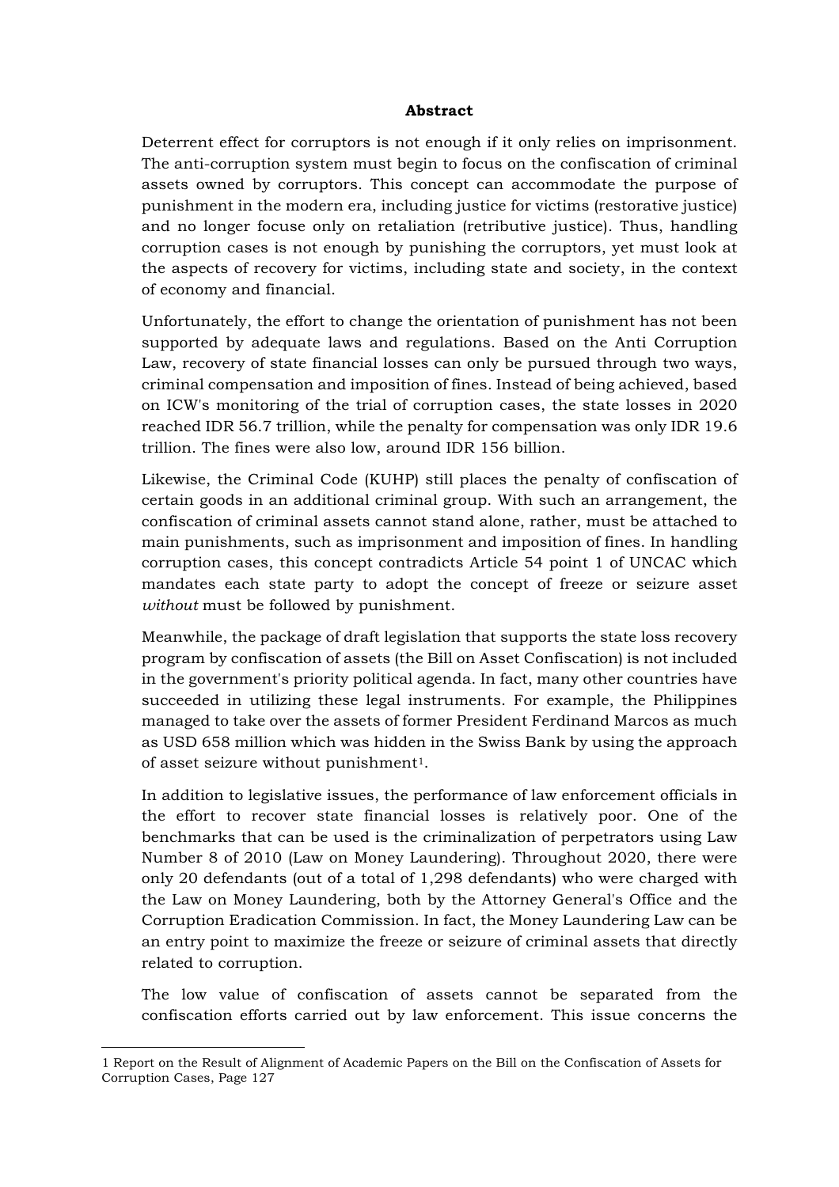**Abstract**

Deterrent effect for corruptors is not enough if it only relies on imprisonment. The anti-corruption system must begin to focus on the confiscation of criminal assets owned by corruptors. This concept can accommodate the purpose of punishment in the modern era, including justice for victims (restorative justice) and no longer focuse only on retaliation (retributive justice). Thus, handling corruption cases is not enough by punishing the corruptors, yet must look at the aspects of recovery for victims, including state and society, in the context of economy and financial.

Unfortunately, the effort to change the orientation of punishment has not been supported by adequate laws and regulations. Based on the Anti Corruption Law, recovery of state financial losses can only be pursued through two ways, criminal compensation and imposition of fines. Instead of being achieved, based on ICW's monitoring of the trial of corruption cases, the state losses in 2020 reached IDR 56.7 trillion, while the penalty for compensation was only IDR 19.6 trillion. The fines were also low, around IDR 156 billion.

Likewise, the Criminal Code (KUHP) still places the penalty of confiscation of certain goods in an additional criminal group. With such an arrangement, the confiscation of criminal assets cannot stand alone, rather, must be attached to main punishments, such as imprisonment and imposition of fines. In handling corruption cases, this concept contradicts Article 54 point 1 of UNCAC which mandates each state party to adopt the concept of freeze or seizure asset *without* must be followed by punishment.

Meanwhile, the package of draft legislation that supports the state loss recovery program by confiscation of assets (the Bill on Asset Confiscation) is not included in the government's priority political agenda. In fact, many other countries have succeeded in utilizing these legal instruments. For example, the Philippines managed to take over the assets of former President Ferdinand Marcos as much as USD 658 million which was hidden in the Swiss Bank by using the approach of asset seizure without punishment[1].

In addition to legislative issues, the performance of law enforcement officials in the effort to recover state financial losses is relatively poor. One of the benchmarks that can be used is the criminalization of perpetrators using Law Number 8 of 2010 (Law on Money Laundering). Throughout 2020, there were only 20 defendants (out of a total of 1,298 defendants) who were charged with the Law on Money Laundering, both by the Attorney General's Office and the Corruption Eradication Commission. In fact, the Money Laundering Law can be an entry point to maximize the freeze or seizure of criminal assets that directly related to corruption.

The low value of confiscation of assets cannot be separated from the confiscation efforts carried out by law enforcement. This issue concerns the

[1] Report on the Result of Alignment of Academic Papers on the Bill on the Confiscation of Assets for Corruption Cases, Page 127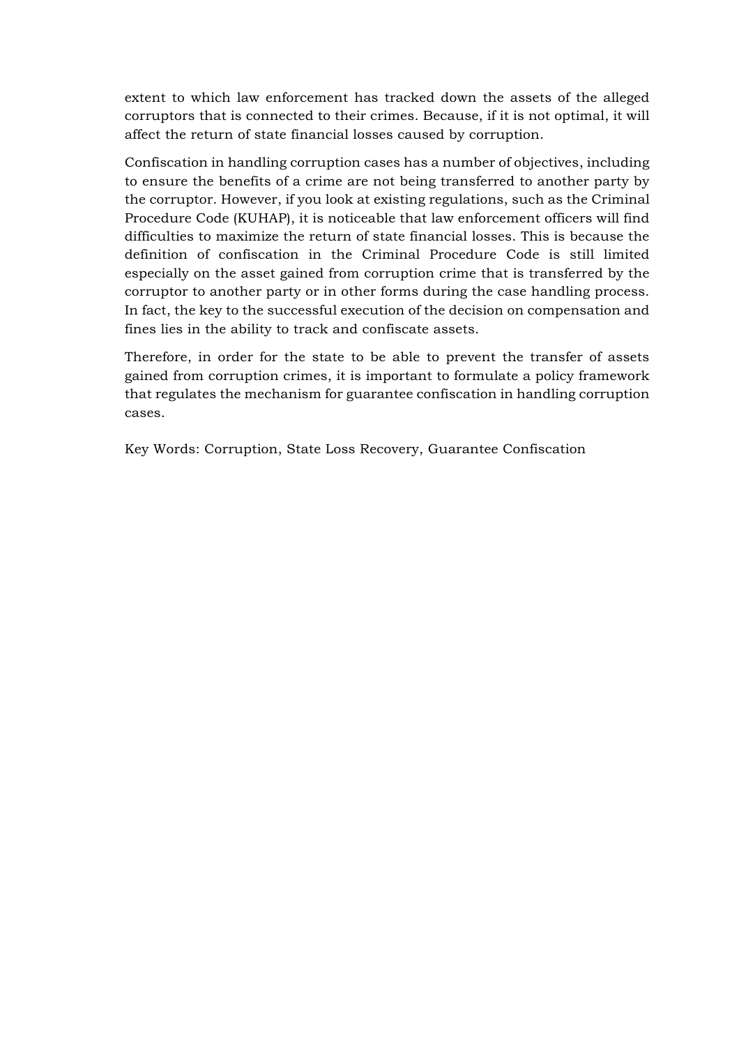extent to which law enforcement has tracked down the assets of the alleged corruptors that is connected to their crimes. Because, if it is not optimal, it will affect the return of state financial losses caused by corruption.

Confiscation in handling corruption cases has a number of objectives, including to ensure the benefits of a crime are not being transferred to another party by the corruptor. However, if you look at existing regulations, such as the Criminal Procedure Code (KUHAP), it is noticeable that law enforcement officers will find difficulties to maximize the return of state financial losses. This is because the definition of confiscation in the Criminal Procedure Code is still limited especially on the asset gained from corruption crime that is transferred by the corruptor to another party or in other forms during the case handling process. In fact, the key to the successful execution of the decision on compensation and fines lies in the ability to track and confiscate assets.

Therefore, in order for the state to be able to prevent the transfer of assets gained from corruption crimes, it is important to formulate a policy framework that regulates the mechanism for guarantee confiscation in handling corruption cases.

Key Words: Corruption, State Loss Recovery, Guarantee Confiscation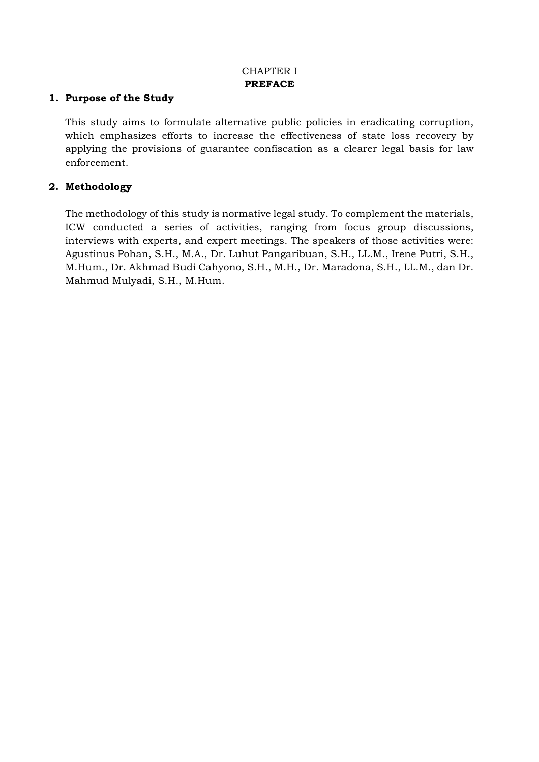# CHAPTER I
# PREFACE

## 1. Purpose of the Study

This study aims to formulate alternative public policies in eradicating corruption, which emphasizes efforts to increase the effectiveness of state loss recovery by applying the provisions of guarantee confiscation as a clearer legal basis for law enforcement.

## 2. Methodology

The methodology of this study is normative legal study. To complement the materials, ICW conducted a series of activities, ranging from focus group discussions, interviews with experts, and expert meetings. The speakers of those activities were: Agustinus Pohan, S.H., M.A., Dr. Luhut Pangaribuan, S.H., LL.M., Irene Putri, S.H., M.Hum., Dr. Akhmad Budi Cahyono, S.H., M.H., Dr. Maradona, S.H., LL.M., dan Dr. Mahmud Mulyadi, S.H., M.Hum.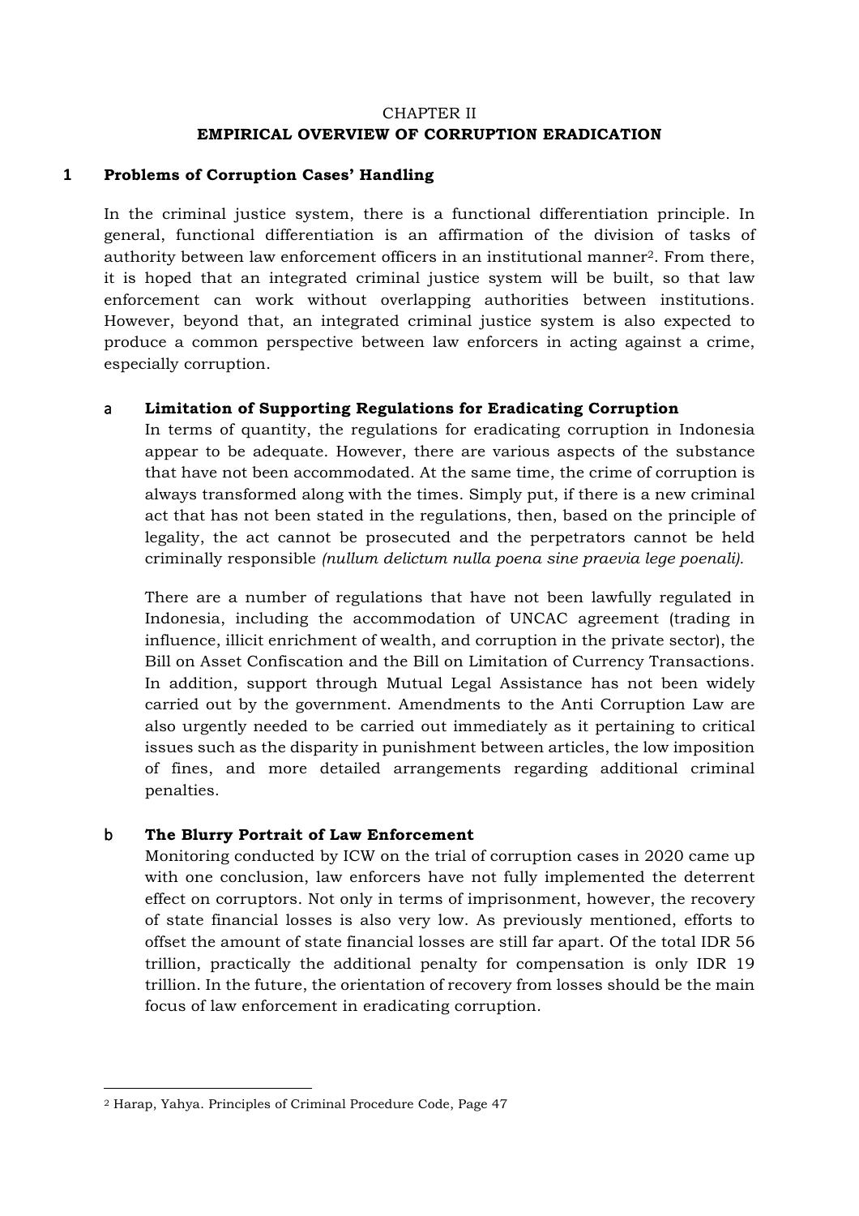# CHAPTER II

# EMPIRICAL OVERVIEW OF CORRUPTION ERADICATION

## 1 Problems of Corruption Cases' Handling

In the criminal justice system, there is a functional differentiation principle. In general, functional differentiation is an affirmation of the division of tasks of authority between law enforcement officers in an institutional manner[2]. From there, it is hoped that an integrated criminal justice system will be built, so that law enforcement can work without overlapping authorities between institutions. However, beyond that, an integrated criminal justice system is also expected to produce a common perspective between law enforcers in acting against a crime, especially corruption.

### a Limitation of Supporting Regulations for Eradicating Corruption

In terms of quantity, the regulations for eradicating corruption in Indonesia appear to be adequate. However, there are various aspects of the substance that have not been accommodated. At the same time, the crime of corruption is always transformed along with the times. Simply put, if there is a new criminal act that has not been stated in the regulations, then, based on the principle of legality, the act cannot be prosecuted and the perpetrators cannot be held criminally responsible *(nullum delictum nulla poena sine praevia lege poenali)*.

There are a number of regulations that have not been lawfully regulated in Indonesia, including the accommodation of UNCAC agreement (trading in influence, illicit enrichment of wealth, and corruption in the private sector), the Bill on Asset Confiscation and the Bill on Limitation of Currency Transactions. In addition, support through Mutual Legal Assistance has not been widely carried out by the government. Amendments to the Anti Corruption Law are also urgently needed to be carried out immediately as it pertaining to critical issues such as the disparity in punishment between articles, the low imposition of fines, and more detailed arrangements regarding additional criminal penalties.

### b The Blurry Portrait of Law Enforcement

Monitoring conducted by ICW on the trial of corruption cases in 2020 came up with one conclusion, law enforcers have not fully implemented the deterrent effect on corruptors. Not only in terms of imprisonment, however, the recovery of state financial losses is also very low. As previously mentioned, efforts to offset the amount of state financial losses are still far apart. Of the total IDR 56 trillion, practically the additional penalty for compensation is only IDR 19 trillion. In the future, the orientation of recovery from losses should be the main focus of law enforcement in eradicating corruption.

---

[2] Harap, Yahya. Principles of Criminal Procedure Code, Page 47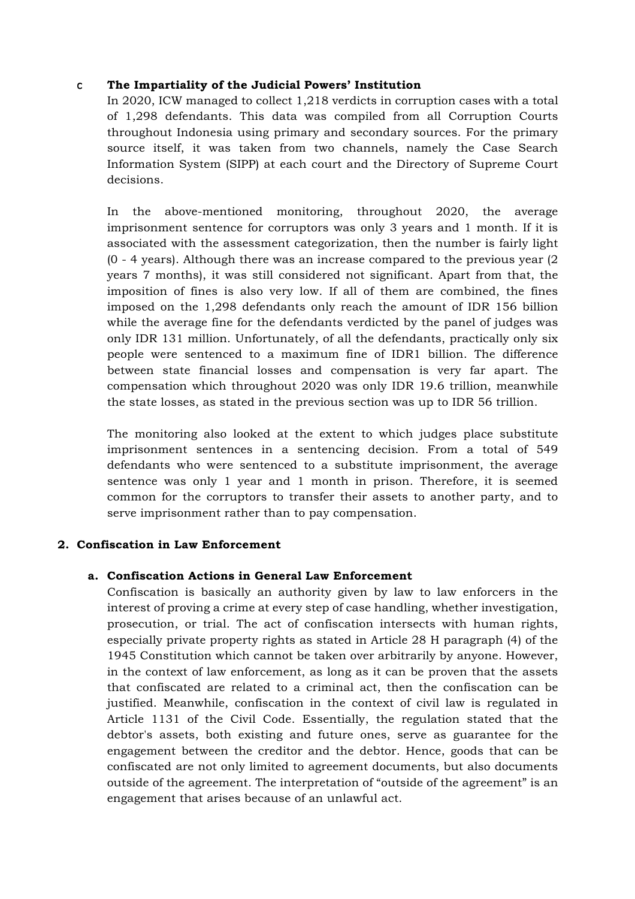### c The Impartiality of the Judicial Powers' Institution

In 2020, ICW managed to collect 1,218 verdicts in corruption cases with a total of 1,298 defendants. This data was compiled from all Corruption Courts throughout Indonesia using primary and secondary sources. For the primary source itself, it was taken from two channels, namely the Case Search Information System (SIPP) at each court and the Directory of Supreme Court decisions.

In the above-mentioned monitoring, throughout 2020, the average imprisonment sentence for corruptors was only 3 years and 1 month. If it is associated with the assessment categorization, then the number is fairly light (0 - 4 years). Although there was an increase compared to the previous year (2 years 7 months), it was still considered not significant. Apart from that, the imposition of fines is also very low. If all of them are combined, the fines imposed on the 1,298 defendants only reach the amount of IDR 156 billion while the average fine for the defendants verdicted by the panel of judges was only IDR 131 million. Unfortunately, of all the defendants, practically only six people were sentenced to a maximum fine of IDR1 billion. The difference between state financial losses and compensation is very far apart. The compensation which throughout 2020 was only IDR 19.6 trillion, meanwhile the state losses, as stated in the previous section was up to IDR 56 trillion.

The monitoring also looked at the extent to which judges place substitute imprisonment sentences in a sentencing decision. From a total of 549 defendants who were sentenced to a substitute imprisonment, the average sentence was only 1 year and 1 month in prison. Therefore, it is seemed common for the corruptors to transfer their assets to another party, and to serve imprisonment rather than to pay compensation.

## 2. Confiscation in Law Enforcement

### a. Confiscation Actions in General Law Enforcement

Confiscation is basically an authority given by law to law enforcers in the interest of proving a crime at every step of case handling, whether investigation, prosecution, or trial. The act of confiscation intersects with human rights, especially private property rights as stated in Article 28 H paragraph (4) of the 1945 Constitution which cannot be taken over arbitrarily by anyone. However, in the context of law enforcement, as long as it can be proven that the assets that confiscated are related to a criminal act, then the confiscation can be justified. Meanwhile, confiscation in the context of civil law is regulated in Article 1131 of the Civil Code. Essentially, the regulation stated that the debtor's assets, both existing and future ones, serve as guarantee for the engagement between the creditor and the debtor. Hence, goods that can be confiscated are not only limited to agreement documents, but also documents outside of the agreement. The interpretation of "outside of the agreement" is an engagement that arises because of an unlawful act.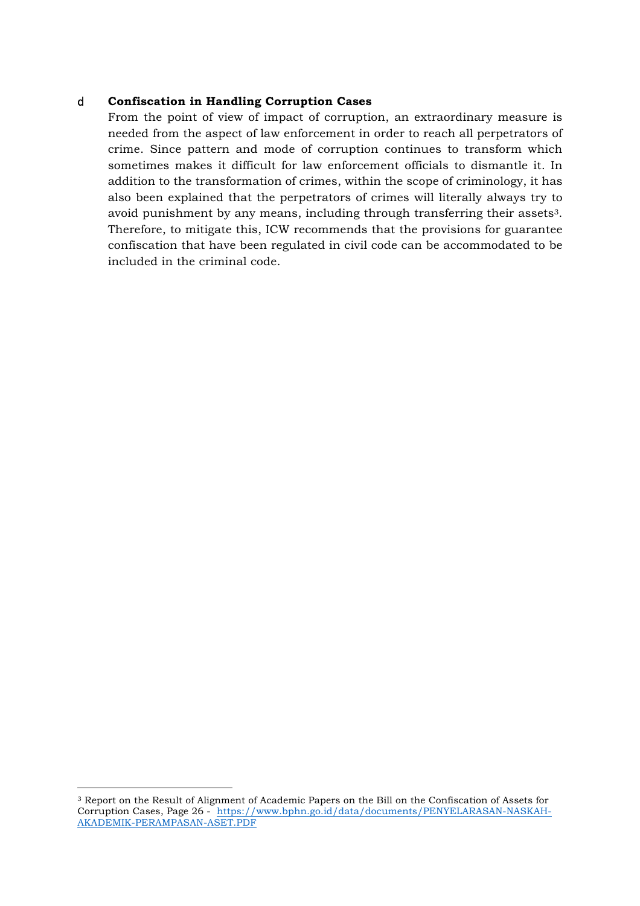d **Confiscation in Handling Corruption Cases**

From the point of view of impact of corruption, an extraordinary measure is needed from the aspect of law enforcement in order to reach all perpetrators of crime. Since pattern and mode of corruption continues to transform which sometimes makes it difficult for law enforcement officials to dismantle it. In addition to the transformation of crimes, within the scope of criminology, it has also been explained that the perpetrators of crimes will literally always try to avoid punishment by any means, including through transferring their assets[3]. Therefore, to mitigate this, ICW recommends that the provisions for guarantee confiscation that have been regulated in civil code can be accommodated to be included in the criminal code.

---

[3] Report on the Result of Alignment of Academic Papers on the Bill on the Confiscation of Assets for Corruption Cases, Page 26 - https://www.bphn.go.id/data/documents/PENYELARASAN-NASKAH-AKADEMIK-PERAMPASAN-ASET.PDF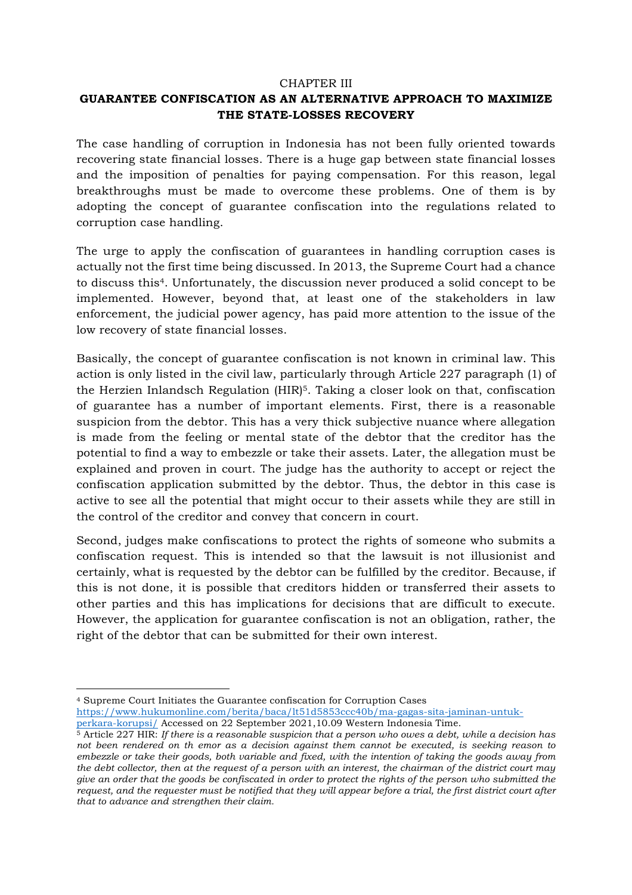CHAPTER III

# GUARANTEE CONFISCATION AS AN ALTERNATIVE APPROACH TO MAXIMIZE THE STATE-LOSSES RECOVERY

The case handling of corruption in Indonesia has not been fully oriented towards recovering state financial losses. There is a huge gap between state financial losses and the imposition of penalties for paying compensation. For this reason, legal breakthroughs must be made to overcome these problems. One of them is by adopting the concept of guarantee confiscation into the regulations related to corruption case handling.

The urge to apply the confiscation of guarantees in handling corruption cases is actually not the first time being discussed. In 2013, the Supreme Court had a chance to discuss this[4]. Unfortunately, the discussion never produced a solid concept to be implemented. However, beyond that, at least one of the stakeholders in law enforcement, the judicial power agency, has paid more attention to the issue of the low recovery of state financial losses.

Basically, the concept of guarantee confiscation is not known in criminal law. This action is only listed in the civil law, particularly through Article 227 paragraph (1) of the Herzien Inlandsch Regulation (HIR)[5]. Taking a closer look on that, confiscation of guarantee has a number of important elements. First, there is a reasonable suspicion from the debtor. This has a very thick subjective nuance where allegation is made from the feeling or mental state of the debtor that the creditor has the potential to find a way to embezzle or take their assets. Later, the allegation must be explained and proven in court. The judge has the authority to accept or reject the confiscation application submitted by the debtor. Thus, the debtor in this case is active to see all the potential that might occur to their assets while they are still in the control of the creditor and convey that concern in court.

Second, judges make confiscations to protect the rights of someone who submits a confiscation request. This is intended so that the lawsuit is not illusionist and certainly, what is requested by the debtor can be fulfilled by the creditor. Because, if this is not done, it is possible that creditors hidden or transferred their assets to other parties and this has implications for decisions that are difficult to execute. However, the application for guarantee confiscation is not an obligation, rather, the right of the debtor that can be submitted for their own interest.

---

[4] Supreme Court Initiates the Guarantee confiscation for Corruption Cases https://www.hukumonline.com/berita/baca/lt51d5853ccc40b/ma-gagas-sita-jaminan-untuk-perkara-korupsi/ Accessed on 22 September 2021,10.09 Western Indonesia Time.

[5] Article 227 HIR: *If there is a reasonable suspicion that a person who owes a debt, while a decision has not been rendered on th emor as a decision against them cannot be executed, is seeking reason to embezzle or take their goods, both variable and fixed, with the intention of taking the goods away from the debt collector, then at the request of a person with an interest, the chairman of the district court may give an order that the goods be confiscated in order to protect the rights of the person who submitted the request, and the requester must be notified that they will appear before a trial, the first district court after that to advance and strengthen their claim.*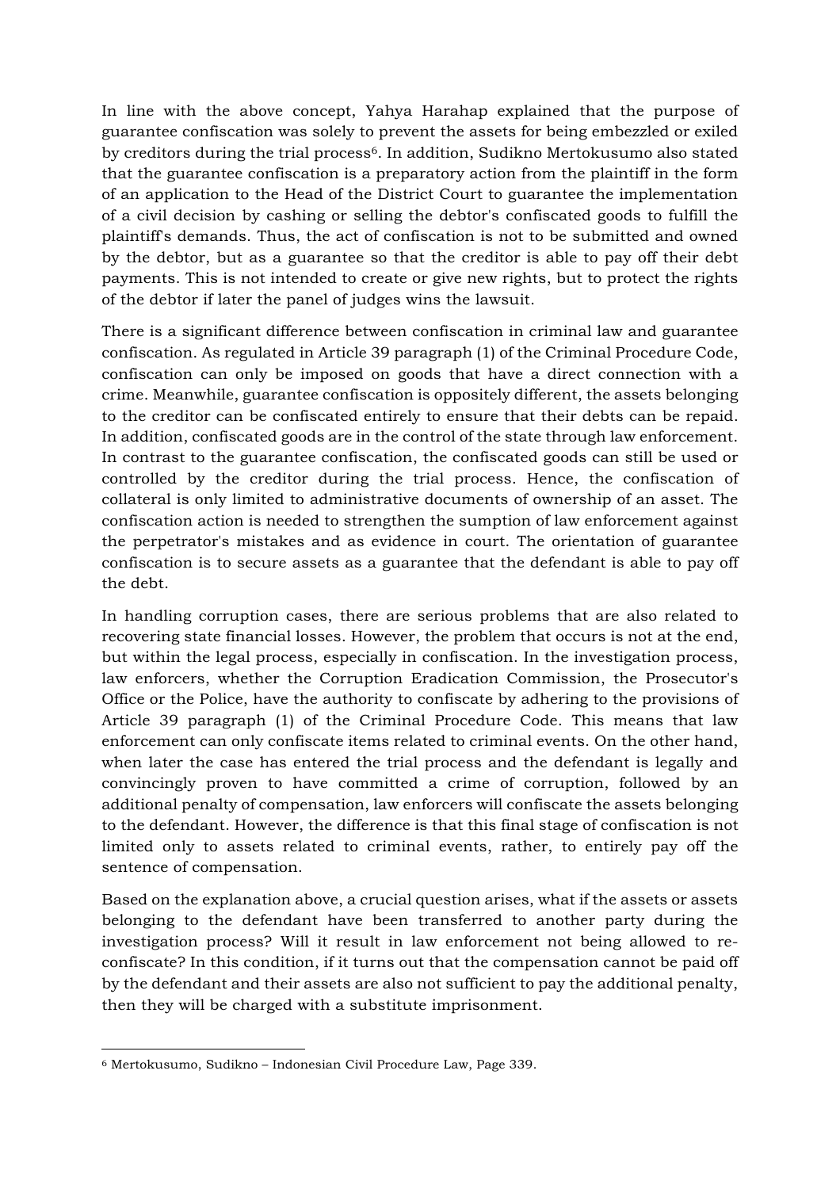In line with the above concept, Yahya Harahap explained that the purpose of guarantee confiscation was solely to prevent the assets for being embezzled or exiled by creditors during the trial process[6]. In addition, Sudikno Mertokusumo also stated that the guarantee confiscation is a preparatory action from the plaintiff in the form of an application to the Head of the District Court to guarantee the implementation of a civil decision by cashing or selling the debtor's confiscated goods to fulfill the plaintiff's demands. Thus, the act of confiscation is not to be submitted and owned by the debtor, but as a guarantee so that the creditor is able to pay off their debt payments. This is not intended to create or give new rights, but to protect the rights of the debtor if later the panel of judges wins the lawsuit.

There is a significant difference between confiscation in criminal law and guarantee confiscation. As regulated in Article 39 paragraph (1) of the Criminal Procedure Code, confiscation can only be imposed on goods that have a direct connection with a crime. Meanwhile, guarantee confiscation is oppositely different, the assets belonging to the creditor can be confiscated entirely to ensure that their debts can be repaid. In addition, confiscated goods are in the control of the state through law enforcement. In contrast to the guarantee confiscation, the confiscated goods can still be used or controlled by the creditor during the trial process. Hence, the confiscation of collateral is only limited to administrative documents of ownership of an asset. The confiscation action is needed to strengthen the sumption of law enforcement against the perpetrator's mistakes and as evidence in court. The orientation of guarantee confiscation is to secure assets as a guarantee that the defendant is able to pay off the debt.

In handling corruption cases, there are serious problems that are also related to recovering state financial losses. However, the problem that occurs is not at the end, but within the legal process, especially in confiscation. In the investigation process, law enforcers, whether the Corruption Eradication Commission, the Prosecutor's Office or the Police, have the authority to confiscate by adhering to the provisions of Article 39 paragraph (1) of the Criminal Procedure Code. This means that law enforcement can only confiscate items related to criminal events. On the other hand, when later the case has entered the trial process and the defendant is legally and convincingly proven to have committed a crime of corruption, followed by an additional penalty of compensation, law enforcers will confiscate the assets belonging to the defendant. However, the difference is that this final stage of confiscation is not limited only to assets related to criminal events, rather, to entirely pay off the sentence of compensation.

Based on the explanation above, a crucial question arises, what if the assets or assets belonging to the defendant have been transferred to another party during the investigation process? Will it result in law enforcement not being allowed to re-confiscate? In this condition, if it turns out that the compensation cannot be paid off by the defendant and their assets are also not sufficient to pay the additional penalty, then they will be charged with a substitute imprisonment.

---

[6] Mertokusumo, Sudikno – Indonesian Civil Procedure Law, Page 339.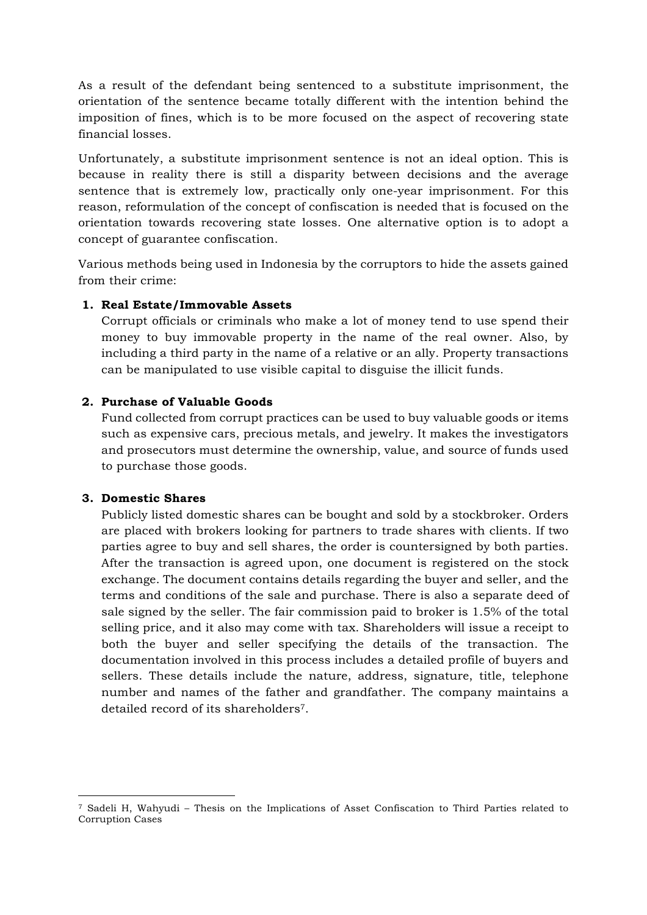As a result of the defendant being sentenced to a substitute imprisonment, the orientation of the sentence became totally different with the intention behind the imposition of fines, which is to be more focused on the aspect of recovering state financial losses.

Unfortunately, a substitute imprisonment sentence is not an ideal option. This is because in reality there is still a disparity between decisions and the average sentence that is extremely low, practically only one-year imprisonment. For this reason, reformulation of the concept of confiscation is needed that is focused on the orientation towards recovering state losses. One alternative option is to adopt a concept of guarantee confiscation.

Various methods being used in Indonesia by the corruptors to hide the assets gained from their crime:

1. **Real Estate/Immovable Assets**
   Corrupt officials or criminals who make a lot of money tend to use spend their money to buy immovable property in the name of the real owner. Also, by including a third party in the name of a relative or an ally. Property transactions can be manipulated to use visible capital to disguise the illicit funds.

2. **Purchase of Valuable Goods**
   Fund collected from corrupt practices can be used to buy valuable goods or items such as expensive cars, precious metals, and jewelry. It makes the investigators and prosecutors must determine the ownership, value, and source of funds used to purchase those goods.

3. **Domestic Shares**
   Publicly listed domestic shares can be bought and sold by a stockbroker. Orders are placed with brokers looking for partners to trade shares with clients. If two parties agree to buy and sell shares, the order is countersigned by both parties. After the transaction is agreed upon, one document is registered on the stock exchange. The document contains details regarding the buyer and seller, and the terms and conditions of the sale and purchase. There is also a separate deed of sale signed by the seller. The fair commission paid to broker is 1.5% of the total selling price, and it also may come with tax. Shareholders will issue a receipt to both the buyer and seller specifying the details of the transaction. The documentation involved in this process includes a detailed profile of buyers and sellers. These details include the nature, address, signature, title, telephone number and names of the father and grandfather. The company maintains a detailed record of its shareholders[7].

---

[7] Sadeli H, Wahyudi – Thesis on the Implications of Asset Confiscation to Third Parties related to Corruption Cases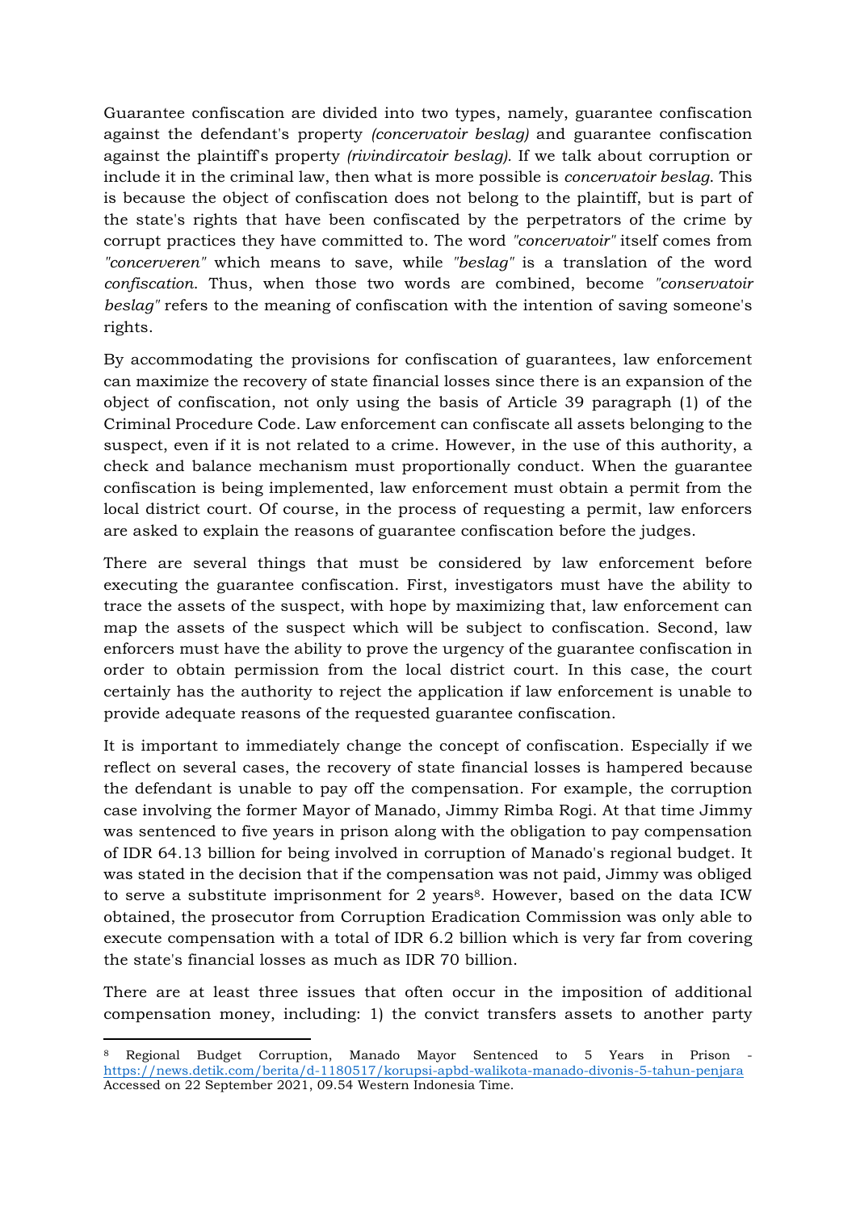Guarantee confiscation are divided into two types, namely, guarantee confiscation against the defendant's property *(concervatoir beslag)* and guarantee confiscation against the plaintiff's property *(rivindircatoir beslag).* If we talk about corruption or include it in the criminal law, then what is more possible is *concervatoir beslag*. This is because the object of confiscation does not belong to the plaintiff, but is part of the state's rights that have been confiscated by the perpetrators of the crime by corrupt practices they have committed to. The word *"concervatoir"* itself comes from *"concerveren"* which means to save, while *"beslag"* is a translation of the word *confiscation*. Thus, when those two words are combined, become *"conservatoir beslag"* refers to the meaning of confiscation with the intention of saving someone's rights.

By accommodating the provisions for confiscation of guarantees, law enforcement can maximize the recovery of state financial losses since there is an expansion of the object of confiscation, not only using the basis of Article 39 paragraph (1) of the Criminal Procedure Code. Law enforcement can confiscate all assets belonging to the suspect, even if it is not related to a crime. However, in the use of this authority, a check and balance mechanism must proportionally conduct. When the guarantee confiscation is being implemented, law enforcement must obtain a permit from the local district court. Of course, in the process of requesting a permit, law enforcers are asked to explain the reasons of guarantee confiscation before the judges.

There are several things that must be considered by law enforcement before executing the guarantee confiscation. First, investigators must have the ability to trace the assets of the suspect, with hope by maximizing that, law enforcement can map the assets of the suspect which will be subject to confiscation. Second, law enforcers must have the ability to prove the urgency of the guarantee confiscation in order to obtain permission from the local district court. In this case, the court certainly has the authority to reject the application if law enforcement is unable to provide adequate reasons of the requested guarantee confiscation.

It is important to immediately change the concept of confiscation. Especially if we reflect on several cases, the recovery of state financial losses is hampered because the defendant is unable to pay off the compensation. For example, the corruption case involving the former Mayor of Manado, Jimmy Rimba Rogi. At that time Jimmy was sentenced to five years in prison along with the obligation to pay compensation of IDR 64.13 billion for being involved in corruption of Manado's regional budget. It was stated in the decision that if the compensation was not paid, Jimmy was obliged to serve a substitute imprisonment for 2 years[8]. However, based on the data ICW obtained, the prosecutor from Corruption Eradication Commission was only able to execute compensation with a total of IDR 6.2 billion which is very far from covering the state's financial losses as much as IDR 70 billion.

There are at least three issues that often occur in the imposition of additional compensation money, including: 1) the convict transfers assets to another party

---

[8] Regional Budget Corruption, Manado Mayor Sentenced to 5 Years in Prison - https://news.detik.com/berita/d-1180517/korupsi-apbd-walikota-manado-divonis-5-tahun-penjara Accessed on 22 September 2021, 09.54 Western Indonesia Time.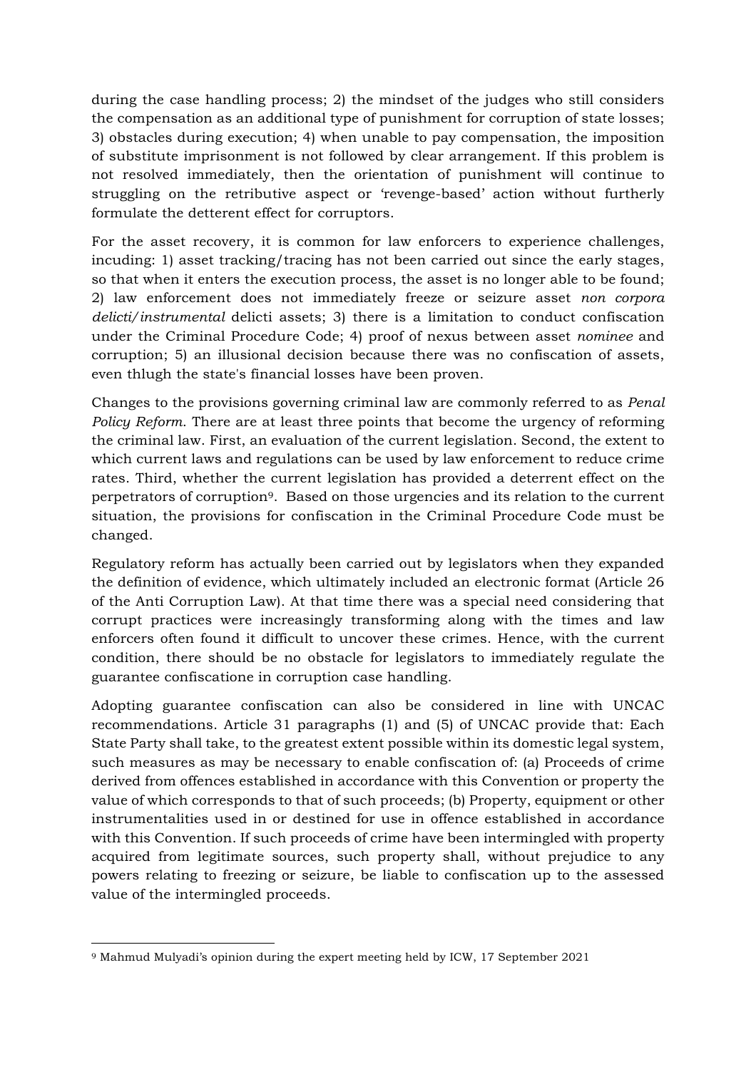during the case handling process; 2) the mindset of the judges who still considers the compensation as an additional type of punishment for corruption of state losses; 3) obstacles during execution; 4) when unable to pay compensation, the imposition of substitute imprisonment is not followed by clear arrangement. If this problem is not resolved immediately, then the orientation of punishment will continue to struggling on the retributive aspect or 'revenge-based' action without furtherly formulate the detterent effect for corruptors.

For the asset recovery, it is common for law enforcers to experience challenges, incuding: 1) asset tracking/tracing has not been carried out since the early stages, so that when it enters the execution process, the asset is no longer able to be found; 2) law enforcement does not immediately freeze or seizure asset *non corpora delicti/instrumental* delicti assets; 3) there is a limitation to conduct confiscation under the Criminal Procedure Code; 4) proof of nexus between asset *nominee* and corruption; 5) an illusional decision because there was no confiscation of assets, even thlugh the state's financial losses have been proven.

Changes to the provisions governing criminal law are commonly referred to as *Penal Policy Reform*. There are at least three points that become the urgency of reforming the criminal law. First, an evaluation of the current legislation. Second, the extent to which current laws and regulations can be used by law enforcement to reduce crime rates. Third, whether the current legislation has provided a deterrent effect on the perpetrators of corruption[9]. Based on those urgencies and its relation to the current situation, the provisions for confiscation in the Criminal Procedure Code must be changed.

Regulatory reform has actually been carried out by legislators when they expanded the definition of evidence, which ultimately included an electronic format (Article 26 of the Anti Corruption Law). At that time there was a special need considering that corrupt practices were increasingly transforming along with the times and law enforcers often found it difficult to uncover these crimes. Hence, with the current condition, there should be no obstacle for legislators to immediately regulate the guarantee confiscatione in corruption case handling.

Adopting guarantee confiscation can also be considered in line with UNCAC recommendations. Article 31 paragraphs (1) and (5) of UNCAC provide that: Each State Party shall take, to the greatest extent possible within its domestic legal system, such measures as may be necessary to enable confiscation of: (a) Proceeds of crime derived from offences established in accordance with this Convention or property the value of which corresponds to that of such proceeds; (b) Property, equipment or other instrumentalities used in or destined for use in offence established in accordance with this Convention. If such proceeds of crime have been intermingled with property acquired from legitimate sources, such property shall, without prejudice to any powers relating to freezing or seizure, be liable to confiscation up to the assessed value of the intermingled proceeds.

---

[9] Mahmud Mulyadi's opinion during the expert meeting held by ICW, 17 September 2021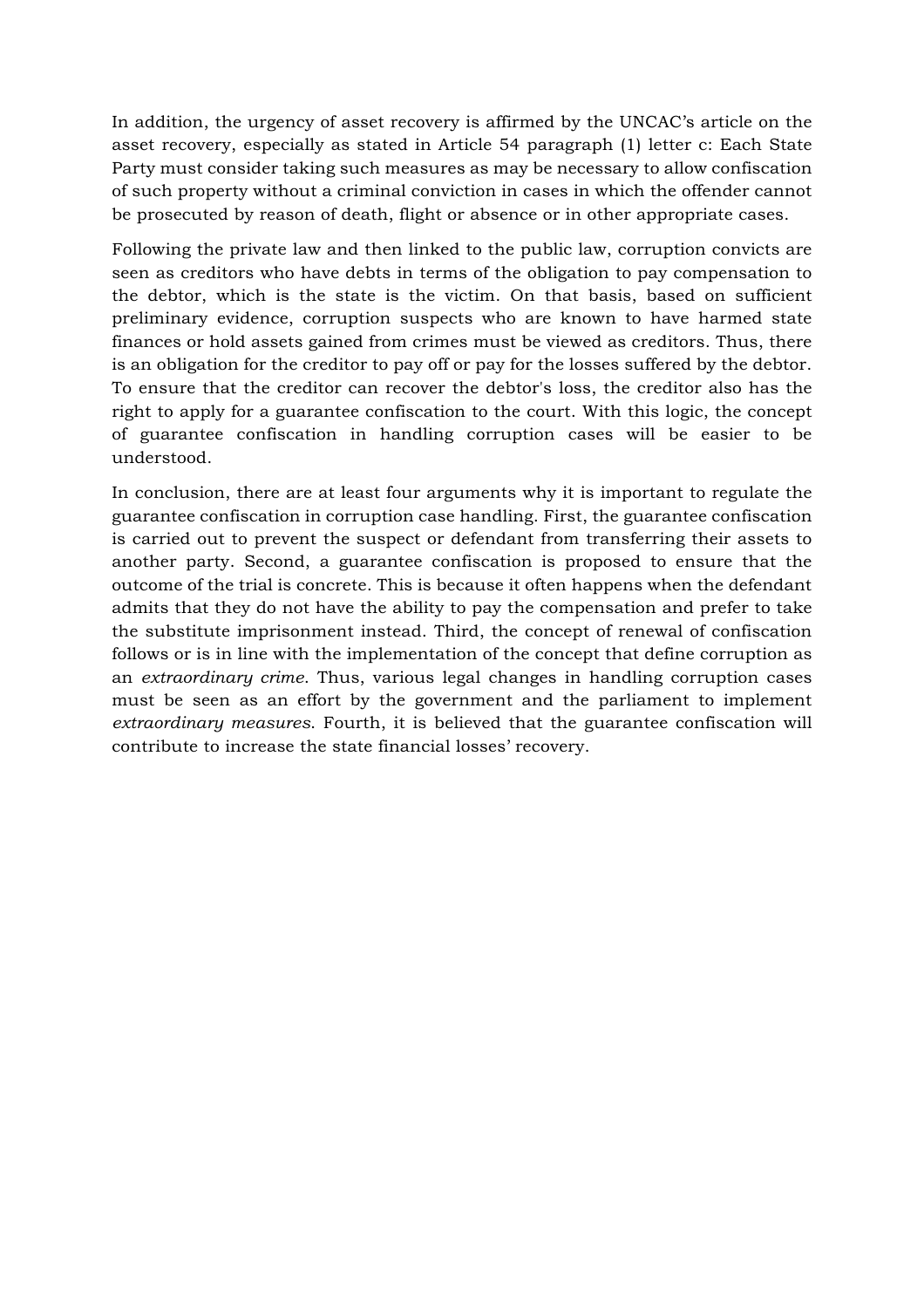In addition, the urgency of asset recovery is affirmed by the UNCAC's article on the asset recovery, especially as stated in Article 54 paragraph (1) letter c: Each State Party must consider taking such measures as may be necessary to allow confiscation of such property without a criminal conviction in cases in which the offender cannot be prosecuted by reason of death, flight or absence or in other appropriate cases.

Following the private law and then linked to the public law, corruption convicts are seen as creditors who have debts in terms of the obligation to pay compensation to the debtor, which is the state is the victim. On that basis, based on sufficient preliminary evidence, corruption suspects who are known to have harmed state finances or hold assets gained from crimes must be viewed as creditors. Thus, there is an obligation for the creditor to pay off or pay for the losses suffered by the debtor. To ensure that the creditor can recover the debtor's loss, the creditor also has the right to apply for a guarantee confiscation to the court. With this logic, the concept of guarantee confiscation in handling corruption cases will be easier to be understood.

In conclusion, there are at least four arguments why it is important to regulate the guarantee confiscation in corruption case handling. First, the guarantee confiscation is carried out to prevent the suspect or defendant from transferring their assets to another party. Second, a guarantee confiscation is proposed to ensure that the outcome of the trial is concrete. This is because it often happens when the defendant admits that they do not have the ability to pay the compensation and prefer to take the substitute imprisonment instead. Third, the concept of renewal of confiscation follows or is in line with the implementation of the concept that define corruption as an *extraordinary crime*. Thus, various legal changes in handling corruption cases must be seen as an effort by the government and the parliament to implement *extraordinary measures*. Fourth, it is believed that the guarantee confiscation will contribute to increase the state financial losses' recovery.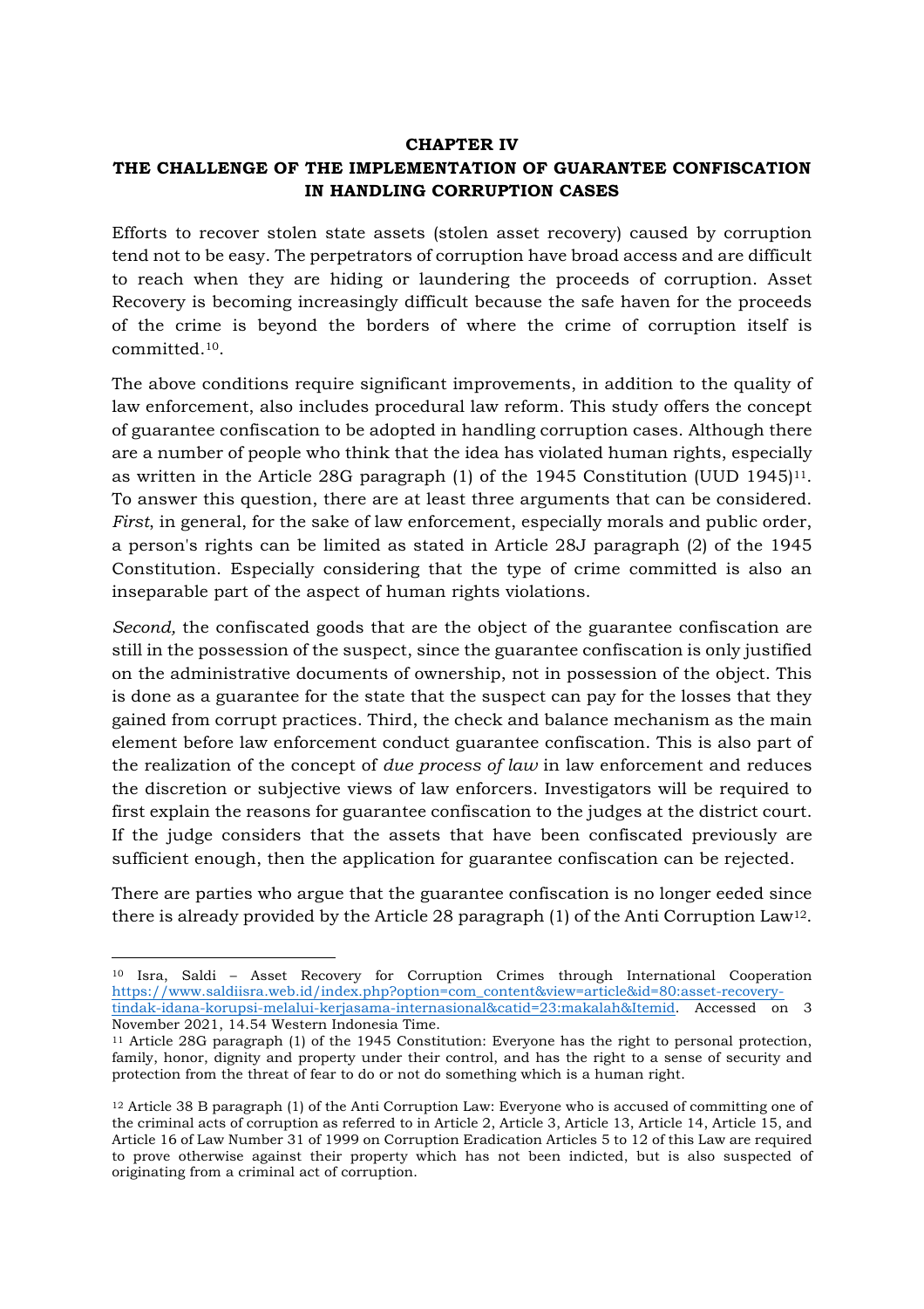# CHAPTER IV
## THE CHALLENGE OF THE IMPLEMENTATION OF GUARANTEE CONFISCATION IN HANDLING CORRUPTION CASES

Efforts to recover stolen state assets (stolen asset recovery) caused by corruption tend not to be easy. The perpetrators of corruption have broad access and are difficult to reach when they are hiding or laundering the proceeds of corruption. Asset Recovery is becoming increasingly difficult because the safe haven for the proceeds of the crime is beyond the borders of where the crime of corruption itself is committed.[10].

The above conditions require significant improvements, in addition to the quality of law enforcement, also includes procedural law reform. This study offers the concept of guarantee confiscation to be adopted in handling corruption cases. Although there are a number of people who think that the idea has violated human rights, especially as written in the Article 28G paragraph (1) of the 1945 Constitution (UUD 1945)[11]. To answer this question, there are at least three arguments that can be considered. *First*, in general, for the sake of law enforcement, especially morals and public order, a person's rights can be limited as stated in Article 28J paragraph (2) of the 1945 Constitution. Especially considering that the type of crime committed is also an inseparable part of the aspect of human rights violations.

*Second,* the confiscated goods that are the object of the guarantee confiscation are still in the possession of the suspect, since the guarantee confiscation is only justified on the administrative documents of ownership, not in possession of the object. This is done as a guarantee for the state that the suspect can pay for the losses that they gained from corrupt practices. Third, the check and balance mechanism as the main element before law enforcement conduct guarantee confiscation. This is also part of the realization of the concept of *due process of law* in law enforcement and reduces the discretion or subjective views of law enforcers. Investigators will be required to first explain the reasons for guarantee confiscation to the judges at the district court. If the judge considers that the assets that have been confiscated previously are sufficient enough, then the application for guarantee confiscation can be rejected.

There are parties who argue that the guarantee confiscation is no longer eeded since there is already provided by the Article 28 paragraph (1) of the Anti Corruption Law[12].

---

[10] Isra, Saldi – Asset Recovery for Corruption Crimes through International Cooperation https://www.saldiisra.web.id/index.php?option=com_content&view=article&id=80:asset-recovery-tindak-idana-korupsi-melalui-kerjasama-internasional&catid=23:makalah&Itemid. Accessed on 3 November 2021, 14.54 Western Indonesia Time.

[11] Article 28G paragraph (1) of the 1945 Constitution: Everyone has the right to personal protection, family, honor, dignity and property under their control, and has the right to a sense of security and protection from the threat of fear to do or not do something which is a human right.

[12] Article 38 B paragraph (1) of the Anti Corruption Law: Everyone who is accused of committing one of the criminal acts of corruption as referred to in Article 2, Article 3, Article 13, Article 14, Article 15, and Article 16 of Law Number 31 of 1999 on Corruption Eradication Articles 5 to 12 of this Law are required to prove otherwise against their property which has not been indicted, but is also suspected of originating from a criminal act of corruption.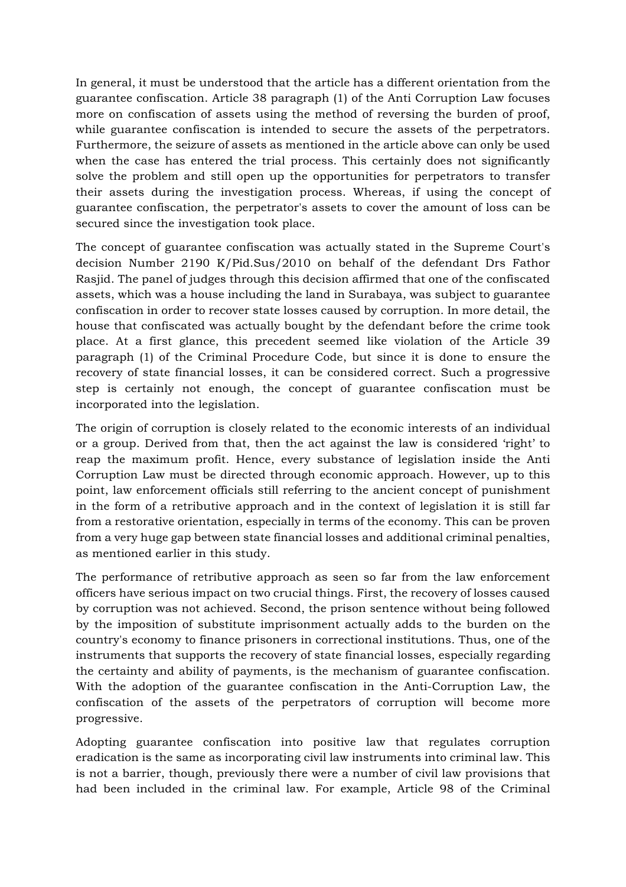In general, it must be understood that the article has a different orientation from the guarantee confiscation. Article 38 paragraph (1) of the Anti Corruption Law focuses more on confiscation of assets using the method of reversing the burden of proof, while guarantee confiscation is intended to secure the assets of the perpetrators. Furthermore, the seizure of assets as mentioned in the article above can only be used when the case has entered the trial process. This certainly does not significantly solve the problem and still open up the opportunities for perpetrators to transfer their assets during the investigation process. Whereas, if using the concept of guarantee confiscation, the perpetrator's assets to cover the amount of loss can be secured since the investigation took place.

The concept of guarantee confiscation was actually stated in the Supreme Court's decision Number 2190 K/Pid.Sus/2010 on behalf of the defendant Drs Fathor Rasjid. The panel of judges through this decision affirmed that one of the confiscated assets, which was a house including the land in Surabaya, was subject to guarantee confiscation in order to recover state losses caused by corruption. In more detail, the house that confiscated was actually bought by the defendant before the crime took place. At a first glance, this precedent seemed like violation of the Article 39 paragraph (1) of the Criminal Procedure Code, but since it is done to ensure the recovery of state financial losses, it can be considered correct. Such a progressive step is certainly not enough, the concept of guarantee confiscation must be incorporated into the legislation.

The origin of corruption is closely related to the economic interests of an individual or a group. Derived from that, then the act against the law is considered 'right' to reap the maximum profit. Hence, every substance of legislation inside the Anti Corruption Law must be directed through economic approach. However, up to this point, law enforcement officials still referring to the ancient concept of punishment in the form of a retributive approach and in the context of legislation it is still far from a restorative orientation, especially in terms of the economy. This can be proven from a very huge gap between state financial losses and additional criminal penalties, as mentioned earlier in this study.

The performance of retributive approach as seen so far from the law enforcement officers have serious impact on two crucial things. First, the recovery of losses caused by corruption was not achieved. Second, the prison sentence without being followed by the imposition of substitute imprisonment actually adds to the burden on the country's economy to finance prisoners in correctional institutions. Thus, one of the instruments that supports the recovery of state financial losses, especially regarding the certainty and ability of payments, is the mechanism of guarantee confiscation. With the adoption of the guarantee confiscation in the Anti-Corruption Law, the confiscation of the assets of the perpetrators of corruption will become more progressive.

Adopting guarantee confiscation into positive law that regulates corruption eradication is the same as incorporating civil law instruments into criminal law. This is not a barrier, though, previously there were a number of civil law provisions that had been included in the criminal law. For example, Article 98 of the Criminal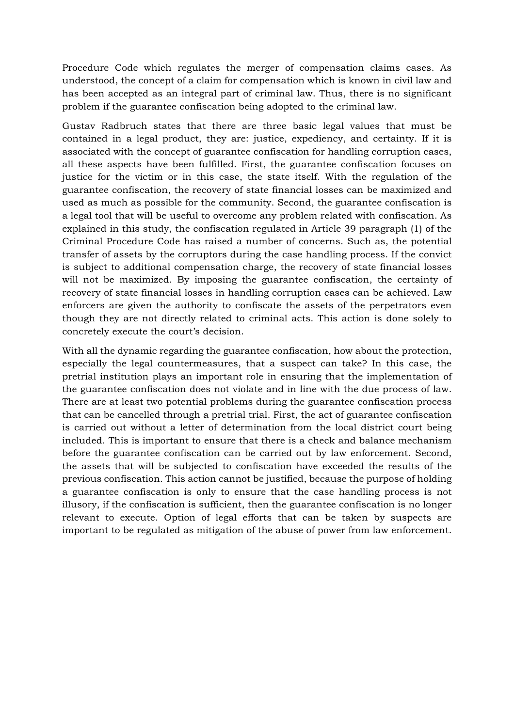Procedure Code which regulates the merger of compensation claims cases. As understood, the concept of a claim for compensation which is known in civil law and has been accepted as an integral part of criminal law. Thus, there is no significant problem if the guarantee confiscation being adopted to the criminal law.

Gustav Radbruch states that there are three basic legal values that must be contained in a legal product, they are: justice, expediency, and certainty. If it is associated with the concept of guarantee confiscation for handling corruption cases, all these aspects have been fulfilled. First, the guarantee confiscation focuses on justice for the victim or in this case, the state itself. With the regulation of the guarantee confiscation, the recovery of state financial losses can be maximized and used as much as possible for the community. Second, the guarantee confiscation is a legal tool that will be useful to overcome any problem related with confiscation. As explained in this study, the confiscation regulated in Article 39 paragraph (1) of the Criminal Procedure Code has raised a number of concerns. Such as, the potential transfer of assets by the corruptors during the case handling process. If the convict is subject to additional compensation charge, the recovery of state financial losses will not be maximized. By imposing the guarantee confiscation, the certainty of recovery of state financial losses in handling corruption cases can be achieved. Law enforcers are given the authority to confiscate the assets of the perpetrators even though they are not directly related to criminal acts. This action is done solely to concretely execute the court's decision.

With all the dynamic regarding the guarantee confiscation, how about the protection, especially the legal countermeasures, that a suspect can take? In this case, the pretrial institution plays an important role in ensuring that the implementation of the guarantee confiscation does not violate and in line with the due process of law. There are at least two potential problems during the guarantee confiscation process that can be cancelled through a pretrial trial. First, the act of guarantee confiscation is carried out without a letter of determination from the local district court being included. This is important to ensure that there is a check and balance mechanism before the guarantee confiscation can be carried out by law enforcement. Second, the assets that will be subjected to confiscation have exceeded the results of the previous confiscation. This action cannot be justified, because the purpose of holding a guarantee confiscation is only to ensure that the case handling process is not illusory, if the confiscation is sufficient, then the guarantee confiscation is no longer relevant to execute. Option of legal efforts that can be taken by suspects are important to be regulated as mitigation of the abuse of power from law enforcement.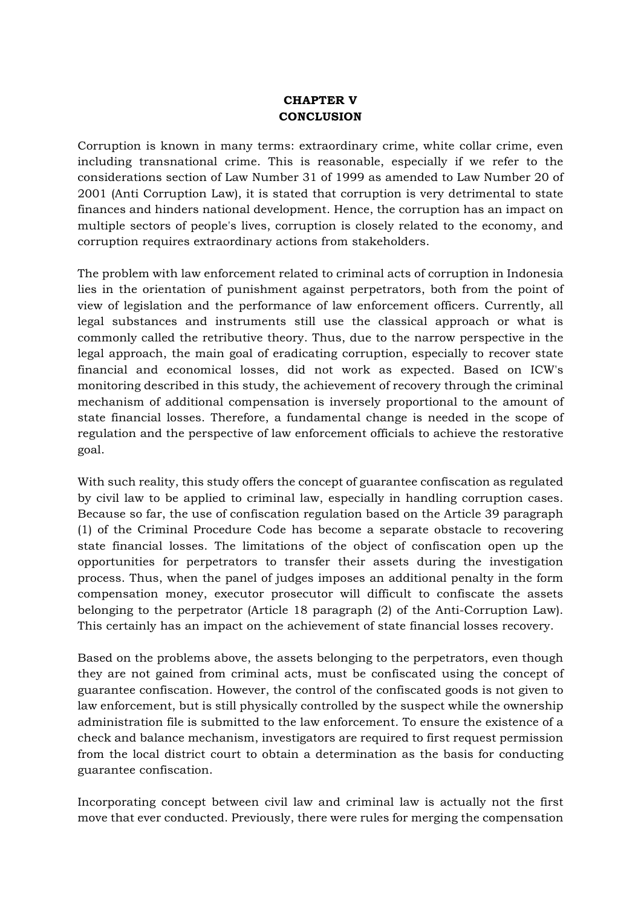# CHAPTER V
# CONCLUSION

Corruption is known in many terms: extraordinary crime, white collar crime, even including transnational crime. This is reasonable, especially if we refer to the considerations section of Law Number 31 of 1999 as amended to Law Number 20 of 2001 (Anti Corruption Law), it is stated that corruption is very detrimental to state finances and hinders national development. Hence, the corruption has an impact on multiple sectors of people's lives, corruption is closely related to the economy, and corruption requires extraordinary actions from stakeholders.

The problem with law enforcement related to criminal acts of corruption in Indonesia lies in the orientation of punishment against perpetrators, both from the point of view of legislation and the performance of law enforcement officers. Currently, all legal substances and instruments still use the classical approach or what is commonly called the retributive theory. Thus, due to the narrow perspective in the legal approach, the main goal of eradicating corruption, especially to recover state financial and economical losses, did not work as expected. Based on ICW's monitoring described in this study, the achievement of recovery through the criminal mechanism of additional compensation is inversely proportional to the amount of state financial losses. Therefore, a fundamental change is needed in the scope of regulation and the perspective of law enforcement officials to achieve the restorative goal.

With such reality, this study offers the concept of guarantee confiscation as regulated by civil law to be applied to criminal law, especially in handling corruption cases. Because so far, the use of confiscation regulation based on the Article 39 paragraph (1) of the Criminal Procedure Code has become a separate obstacle to recovering state financial losses. The limitations of the object of confiscation open up the opportunities for perpetrators to transfer their assets during the investigation process. Thus, when the panel of judges imposes an additional penalty in the form compensation money, executor prosecutor will difficult to confiscate the assets belonging to the perpetrator (Article 18 paragraph (2) of the Anti-Corruption Law). This certainly has an impact on the achievement of state financial losses recovery.

Based on the problems above, the assets belonging to the perpetrators, even though they are not gained from criminal acts, must be confiscated using the concept of guarantee confiscation. However, the control of the confiscated goods is not given to law enforcement, but is still physically controlled by the suspect while the ownership administration file is submitted to the law enforcement. To ensure the existence of a check and balance mechanism, investigators are required to first request permission from the local district court to obtain a determination as the basis for conducting guarantee confiscation.

Incorporating concept between civil law and criminal law is actually not the first move that ever conducted. Previously, there were rules for merging the compensation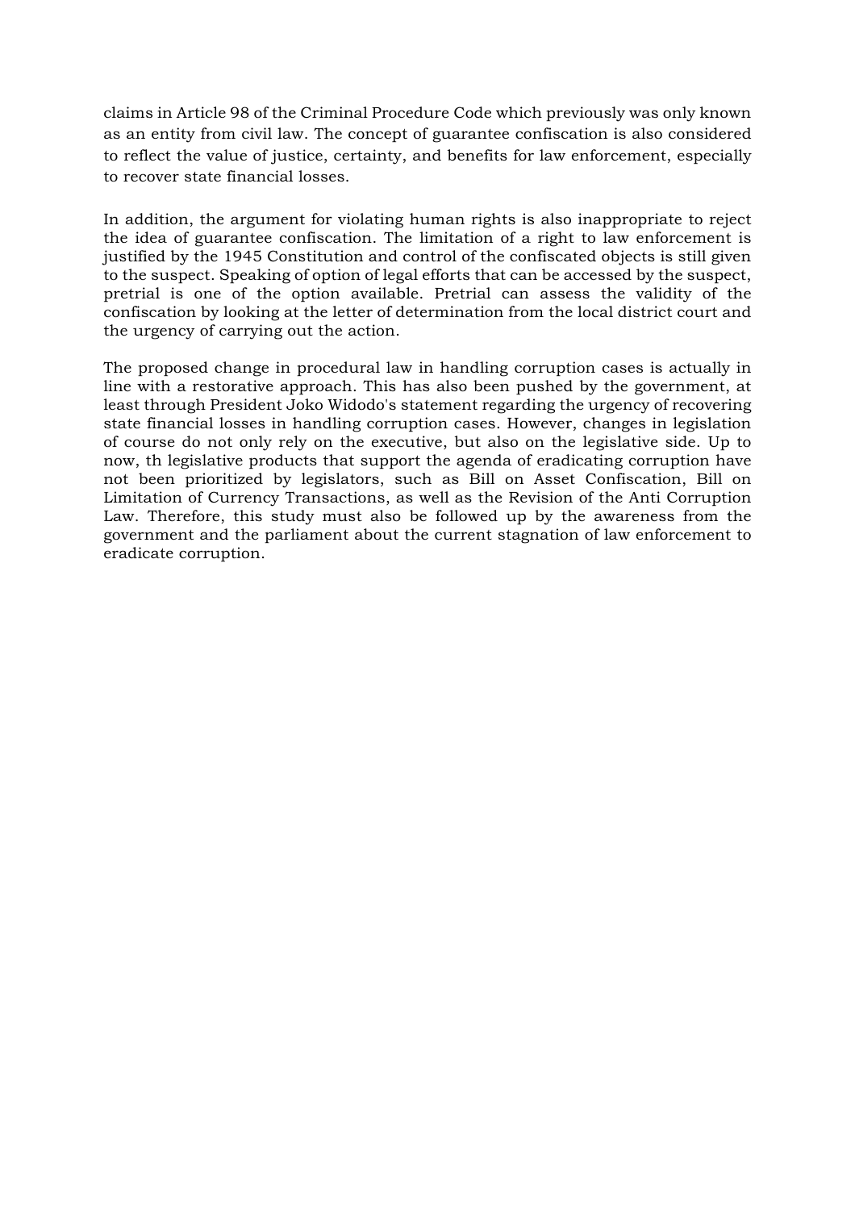claims in Article 98 of the Criminal Procedure Code which previously was only known as an entity from civil law. The concept of guarantee confiscation is also considered to reflect the value of justice, certainty, and benefits for law enforcement, especially to recover state financial losses.

In addition, the argument for violating human rights is also inappropriate to reject the idea of guarantee confiscation. The limitation of a right to law enforcement is justified by the 1945 Constitution and control of the confiscated objects is still given to the suspect. Speaking of option of legal efforts that can be accessed by the suspect, pretrial is one of the option available. Pretrial can assess the validity of the confiscation by looking at the letter of determination from the local district court and the urgency of carrying out the action.

The proposed change in procedural law in handling corruption cases is actually in line with a restorative approach. This has also been pushed by the government, at least through President Joko Widodo's statement regarding the urgency of recovering state financial losses in handling corruption cases. However, changes in legislation of course do not only rely on the executive, but also on the legislative side. Up to now, th legislative products that support the agenda of eradicating corruption have not been prioritized by legislators, such as Bill on Asset Confiscation, Bill on Limitation of Currency Transactions, as well as the Revision of the Anti Corruption Law. Therefore, this study must also be followed up by the awareness from the government and the parliament about the current stagnation of law enforcement to eradicate corruption.